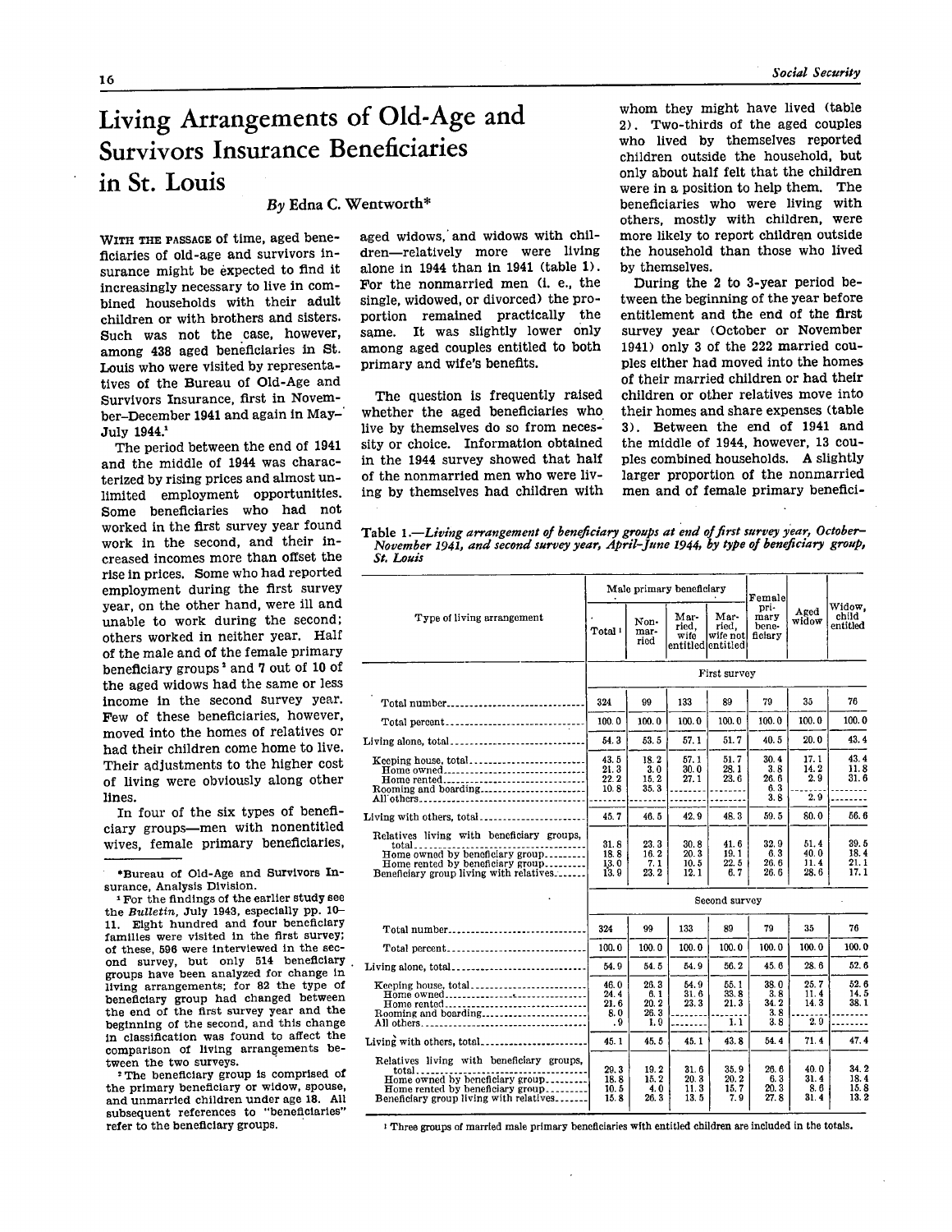# Living Arrangements of Old-Age and Survivors Insurance Beneficiaries in St. Louis

*By Edna C. Wentworth**

WITH THE PASSAGE of time, aged beneficiaries of old-age and survivors insurance might be expected to find it increasingly necessary to live in combined households with their adult children or with brothers and sisters. Such was not the case, however, among 438 aged beneficiaries in St. Louis who were visited by representatives of the Bureau of Old-Age and Survivors Insurance, first in November–December 1941 and again in May–July 1944.[1]

The period between the end of 1941 and the middle of 1944 was characterized by rising prices and almost unlimited employment opportunities. Some beneficiaries who had not worked in the first survey year found work in the second, and their increased incomes more than offset the rise in prices. Some who had reported employment during the first survey year, on the other hand, were ill and unable to work during the second; others worked in neither year. Half of the male and of the female primary beneficiary groups[2] and 7 out of 10 of the aged widows had the same or less income in the second survey year. Few of these beneficiaries, however, moved into the homes of relatives or had their children come home to live. Their adjustments to the higher cost of living were obviously along other lines.

In four of the six types of beneficiary groups—men with nonentitled wives, female primary beneficiaries, aged widows, and widows with children—relatively more were living alone in 1944 than in 1941 (table 1). For the nonmarried men (i. e., the single, widowed, or divorced) the proportion remained practically the same. It was slightly lower only among aged couples entitled to both primary and wife's benefits.

The question is frequently raised whether the aged beneficiaries who live by themselves do so from necessity or choice. Information obtained in the 1944 survey showed that half of the nonmarried men who were living by themselves had children with whom they might have lived (table 2). Two-thirds of the aged couples who lived by themselves reported children outside the household, but only about half felt that the children were in a position to help them. The beneficiaries who were living with others, mostly with children, were more likely to report children outside the household than those who lived by themselves.

During the 2 to 3-year period between the beginning of the year before entitlement and the end of the first survey year (October or November 1941) only 3 of the 222 married couples either had moved into the homes of their married children or had their children or other relatives move into their homes and share expenses (table 3). Between the end of 1941 and the middle of 1944, however, 13 couples combined households. A slightly larger proportion of the nonmarried men and of female primary benefici-

Table 1.—*Living arrangement of beneficiary groups at end of first survey year, October–November 1941, and second survey year, April–June 1944, by type of beneficiary group, St. Louis*

| Type of living arrangement | Male primary beneficiary | | | | Female primary beneficiary | Aged widow | Widow, child entitled |
|---|---|---|---|---|---|---|---|
| | Total[1] | Nonmarried | Married, wife entitled | Married, wife not entitled | | | |
| | **First survey** | | | | | | |
| Total number | 324 | 99 | 133 | 89 | 79 | 35 | 76 |
| Total percent | 100.0 | 100.0 | 100.0 | 100.0 | 100.0 | 100.0 | 100.0 |
| Living alone, total | 54.3 | 53.5 | 57.1 | 51.7 | 40.5 | 20.0 | 43.4 |
| Keeping house, total | 43.5 | 18.2 | 57.1 | 51.7 | 30.4 | 17.1 | 43.4 |
| Home owned | 21.3 | 3.0 | 30.0 | 28.1 | 3.8 | 14.2 | 11.8 |
| Home rented | 22.2 | 15.2 | 27.1 | 23.6 | 26.6 | 2.9 | 31.6 |
| Rooming and boarding | 10.8 | 35.3 | | | 6.3 | | |
| All others | | | | | 3.8 | 2.9 | |
| Living with others, total | 45.7 | 46.5 | 42.9 | 48.3 | 59.5 | 80.0 | 56.6 |
| Relatives living with beneficiary groups, total | 31.8 | 23.3 | 30.8 | 41.6 | 32.9 | 51.4 | 39.5 |
| Home owned by beneficiary group | 18.8 | 16.2 | 20.3 | 19.1 | 6.3 | 40.0 | 18.4 |
| Home rented by beneficiary group | 13.0 | 7.1 | 10.5 | 22.5 | 26.6 | 11.4 | 21.1 |
| Beneficiary group living with relatives | 13.9 | 23.2 | 12.1 | 6.7 | 26.6 | 28.6 | 17.1 |
| | **Second survey** | | | | | | |
| Total number | 324 | 99 | 133 | 89 | 79 | 35 | 76 |
| Total percent | 100.0 | 100.0 | 100.0 | 100.0 | 100.0 | 100.0 | 100.0 |
| Living alone, total | 54.9 | 54.5 | 54.9 | 56.2 | 45.6 | 28.6 | 52.6 |
| Keeping house, total | 46.0 | 26.3 | 54.9 | 55.1 | 38.0 | 25.7 | 52.6 |
| Home owned | 24.4 | 6.1 | 31.6 | 33.8 | 3.8 | 11.4 | 14.5 |
| Home rented | 21.6 | 20.2 | 23.3 | 21.3 | 34.2 | 14.3 | 38.1 |
| Rooming and boarding | 8.0 | 26.3 | | | 3.8 | | |
| All others | .9 | 1.0 | | 1.1 | 3.8 | 2.9 | |
| Living with others, total | 45.1 | 45.5 | 45.1 | 43.8 | 54.4 | 71.4 | 47.4 |
| Relatives living with beneficiary groups, total | 29.3 | 19.2 | 31.6 | 35.9 | 26.6 | 40.0 | 34.2 |
| Home owned by beneficiary group | 18.8 | 15.2 | 20.3 | 20.2 | 6.3 | 31.4 | 18.4 |
| Home rented by beneficiary group | 10.5 | 4.0 | 11.3 | 15.7 | 20.3 | 8.6 | 15.8 |
| Beneficiary group living with relatives | 15.8 | 26.3 | 13.5 | 7.9 | 27.8 | 31.4 | 13.2 |

[1] Three groups of married male primary beneficiaries with entitled children are included in the totals.

*Bureau of Old-Age and Survivors Insurance, Analysis Division.

[1] For the findings of the earlier study see the *Bulletin*, July 1943, especially pp. 10–11. Eight hundred and four beneficiary families were visited in the first survey; of these, 596 were interviewed in the second survey, but only 514 beneficiary groups have been analyzed for change in living arrangements; for 82 the type of beneficiary group had changed between the end of the first survey year and the beginning of the second, and this change in classification was found to affect the comparison of living arrangements between the two surveys.

[2] The beneficiary group is comprised of the primary beneficiary or widow, spouse, and unmarried children under age 18. All subsequent references to "beneficiaries" refer to the beneficiary groups.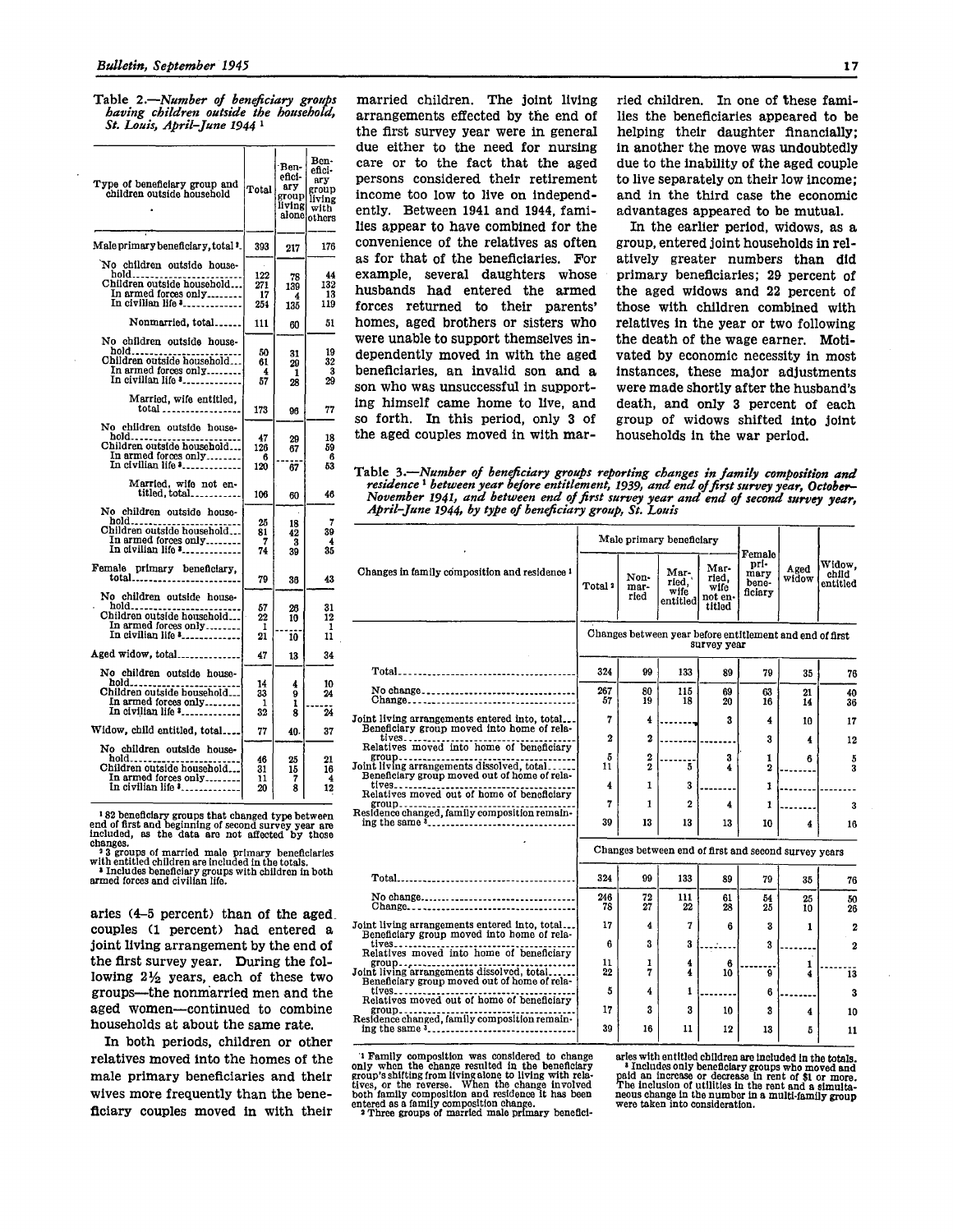Table 2.—*Number of beneficiary groups having children outside the household, St. Louis, April–June 1944* [1]

| Type of beneficiary group and children outside household | Total | Beneficiary group living alone | Beneficiary group living with others |
|---|---|---|---|
| Male primary beneficiary, total [2] | 393 | 217 | 176 |
| No children outside household | 122 | 78 | 44 |
| Children outside household | 271 | 139 | 132 |
| In armed forces only | 17 | 4 | 13 |
| In civilian life [3] | 254 | 135 | 119 |
| Nonmarried, total | 111 | 60 | 51 |
| No children outside household | 50 | 31 | 19 |
| Children outside household | 61 | 29 | 32 |
| In armed forces only | 4 | 1 | 3 |
| In civilian life [3] | 57 | 28 | 29 |
| Married, wife entitled, total | 173 | 96 | 77 |
| No children outside household | 47 | 29 | 18 |
| Children outside household | 126 | 67 | 59 |
| In armed forces only | 6 | | 6 |
| In civilian life [3] | 120 | 67 | 53 |
| Married, wife not entitled, total | 106 | 60 | 46 |
| No children outside household | 25 | 18 | 7 |
| Children outside household | 81 | 42 | 39 |
| In armed forces only | 7 | 3 | 4 |
| In civilian life [3] | 74 | 39 | 35 |
| Female primary beneficiary, total | 79 | 36 | 43 |
| No children outside household | 57 | 26 | 31 |
| Children outside household | 22 | 10 | 12 |
| In armed forces only | 1 | | 1 |
| In civilian life [3] | 21 | 10 | 11 |
| Aged widow, total | 47 | 13 | 34 |
| No children outside household | 14 | 4 | 10 |
| Children outside household | 33 | 9 | 24 |
| In armed forces only | 1 | 1 | |
| In civilian life [3] | 32 | 8 | 24 |
| Widow, child entitled, total | 77 | 40 | 37 |
| No children outside household | 46 | 25 | 21 |
| Children outside household | 31 | 15 | 16 |
| In armed forces only | 11 | 7 | 4 |
| In civilian life [3] | 20 | 8 | 12 |

[1] 82 beneficiary groups that changed type between end of first and beginning of second survey year are included, as the data are not affected by those changes.

[2] 3 groups of married male primary beneficiaries with entitled children are included in the totals.

[3] Includes beneficiary groups with children in both armed forces and civilian life.

aries (4–5 percent) than of the aged couples (1 percent) had entered a joint living arrangement by the end of the first survey year. During the following 2½ years, each of these two groups—the nonmarried men and the aged women—continued to combine households at about the same rate.

In both periods, children or other relatives moved into the homes of the male primary beneficiaries and their wives more frequently than the beneficiary couples moved in with their married children. The joint living arrangements effected by the end of the first survey year were in general due either to the need for nursing care or to the fact that the aged persons considered their retirement income too low to live on independently. Between 1941 and 1944, families appear to have combined for the convenience of the relatives as often as for that of the beneficiaries. For example, several daughters whose husbands had entered the armed forces returned to their parents' homes, aged brothers or sisters who were unable to support themselves independently moved in with the aged beneficiaries, an invalid son and a son who was unsuccessful in supporting himself came home to live, and so forth. In this period, only 3 of the aged couples moved in with married children. In one of these families the beneficiaries appeared to be helping their daughter financially; in another the move was undoubtedly due to the inability of the aged couple to live separately on their low income; and in the third case the economic advantages appeared to be mutual.

In the earlier period, widows, as a group, entered joint households in relatively greater numbers than did primary beneficiaries; 29 percent of the aged widows and 22 percent of those with children combined with relatives in the year or two following the death of the wage earner. Motivated by economic necessity in most instances, these major adjustments were made shortly after the husband's death, and only 3 percent of each group of widows shifted into joint households in the war period.

Table 3.—*Number of beneficiary groups reporting changes in family composition and residence* [1] *between year before entitlement, 1939, and end of first survey year, October–November 1941, and between end of first survey year and end of second survey year, April–June 1944, by type of beneficiary group, St. Louis*

| Changes in family composition and residence [1] | Male primary beneficiary: Total [2] | Male primary beneficiary: Nonmarried | Male primary beneficiary: Married, wife entitled | Male primary beneficiary: Married, wife not entitled | Female primary beneficiary | Aged widow | Widow, child entitled |
|---|---|---|---|---|---|---|---|
| **Changes between year before entitlement and end of first survey year** | | | | | | | |
| Total | 324 | 99 | 133 | 89 | 79 | 35 | 76 |
| No change | 267 | 80 | 115 | 69 | 63 | 21 | 40 |
| Change | 57 | 19 | 18 | 20 | 16 | 14 | 36 |
| Joint living arrangements entered into, total | 7 | 4 | | 3 | 4 | 10 | 17 |
| Beneficiary group moved into home of relatives | 2 | 2 | | | 3 | 4 | 12 |
| Relatives moved into home of beneficiary group | 5 | 2 | | 3 | 1 | 6 | 5 |
| Joint living arrangements dissolved, total | 11 | 2 | 5 | 4 | 2 | | 3 |
| Beneficiary group moved out of home of relatives | 4 | 1 | 3 | | 1 | | |
| Relatives moved out of home of beneficiary group | 7 | 1 | 2 | 4 | 1 | | 3 |
| Residence changed, family composition remaining the same [3] | 39 | 13 | 13 | 13 | 10 | 4 | 16 |
| **Changes between end of first and second survey years** | | | | | | | |
| Total | 324 | 99 | 133 | 89 | 79 | 35 | 76 |
| No change | 246 | 72 | 111 | 61 | 54 | 25 | 50 |
| Change | 78 | 27 | 22 | 28 | 25 | 10 | 26 |
| Joint living arrangements entered into, total | 17 | 4 | 7 | 6 | 3 | 1 | 2 |
| Beneficiary group moved into home of relatives | 6 | 3 | 3 | | 3 | | 2 |
| Relatives moved into home of beneficiary group | 11 | 1 | 4 | 6 | | 1 | |
| Joint living arrangements dissolved, total | 22 | 7 | 4 | 10 | 9 | 4 | 13 |
| Beneficiary group moved out of home of relatives | 5 | 4 | 1 | | 6 | | 3 |
| Relatives moved out of home of beneficiary group | 17 | 3 | 3 | 10 | 3 | 4 | 10 |
| Residence changed, family composition remaining the same [3] | 39 | 16 | 11 | 12 | 13 | 5 | 11 |

[1] Family composition was considered to change only when the change resulted in the beneficiary group's shifting from living alone to living with relatives, or the reverse. When the change involved both family composition and residence it has been entered as a family composition change.

[2] Three groups of married male primary beneficiaries with entitled children are included in the totals.

[3] Includes only beneficiary groups who moved and paid an increase or decrease in rent of $1 or more. The inclusion of utilities in the rent and a simultaneous change in the number in a multi-family group were taken into consideration.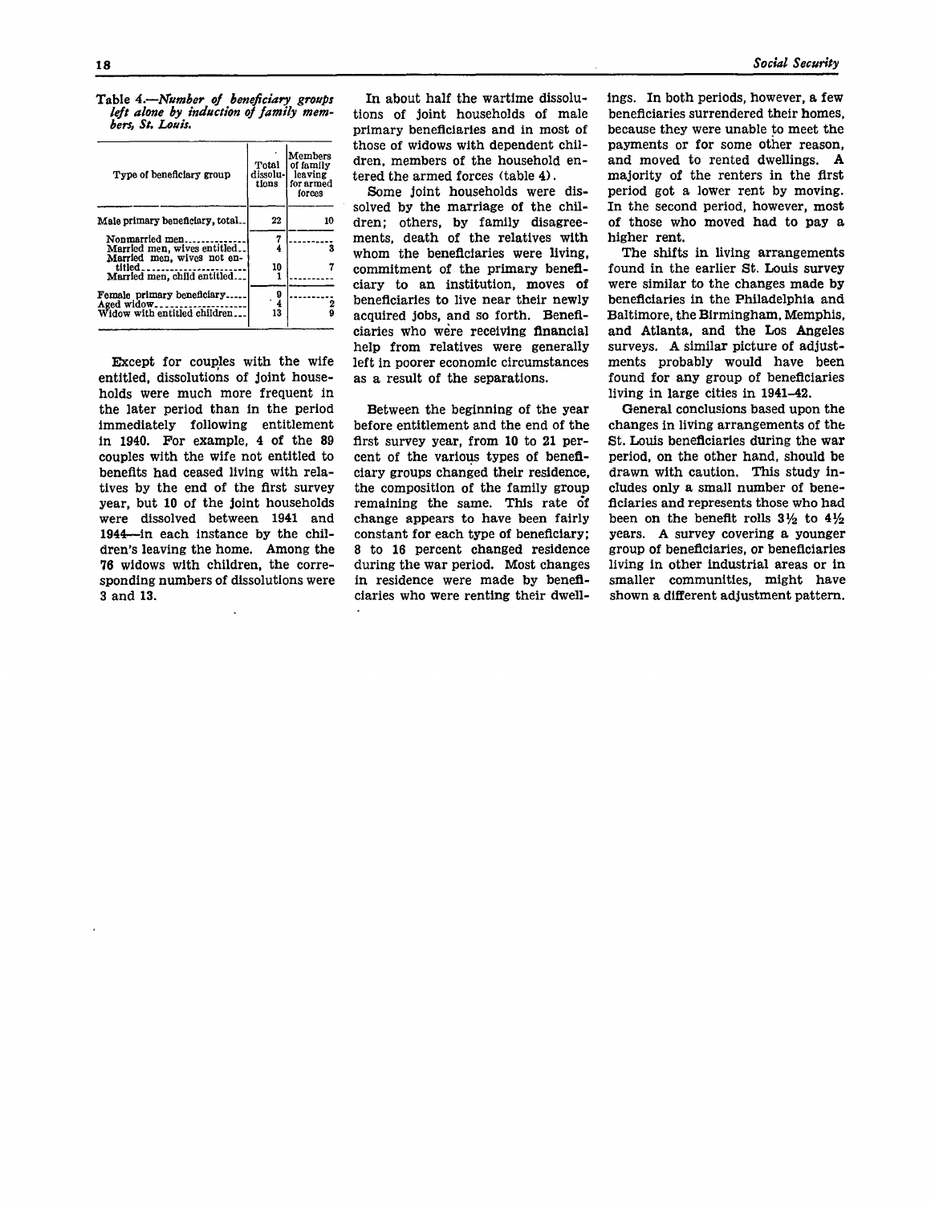Table 4.—*Number of beneficiary groups left alone by induction of family members, St. Louis.*

| Type of beneficiary group | Total dissolutions | Members of family leaving for armed forces |
|---|---|---|
| Male primary beneficiary, total | 22 | 10 |
| Nonmarried men | 7 | ---------- |
| Married men, wives entitled | 4 | 3 |
| Married men, wives not entitled | 10 | 7 |
| Married men, child entitled | 1 | ---------- |
| Female primary beneficiary | 9 | ---------- |
| Aged widow | 4 | 2 |
| Widow with entitled children | 13 | 9 |

Except for couples with the wife entitled, dissolutions of joint households were much more frequent in the later period than in the period immediately following entitlement in 1940. For example, 4 of the 89 couples with the wife not entitled to benefits had ceased living with relatives by the end of the first survey year, but 10 of the joint households were dissolved between 1941 and 1944—in each instance by the children's leaving the home. Among the 76 widows with children, the corresponding numbers of dissolutions were 3 and 13.

In about half the wartime dissolutions of joint households of male primary beneficiaries and in most of those of widows with dependent children, members of the household entered the armed forces (table 4).

Some joint households were dissolved by the marriage of the children; others, by family disagreements, death of the relatives with whom the beneficiaries were living, commitment of the primary beneficiary to an institution, moves of beneficiaries to live near their newly acquired jobs, and so forth. Beneficiaries who were receiving financial help from relatives were generally left in poorer economic circumstances as a result of the separations.

Between the beginning of the year before entitlement and the end of the first survey year, from 10 to 21 percent of the various types of beneficiary groups changed their residence, the composition of the family group remaining the same. This rate of change appears to have been fairly constant for each type of beneficiary; 8 to 16 percent changed residence during the war period. Most changes in residence were made by beneficiaries who were renting their dwellings. In both periods, however, a few beneficiaries surrendered their homes, because they were unable to meet the payments or for some other reason, and moved to rented dwellings. A majority of the renters in the first period got a lower rent by moving. In the second period, however, most of those who moved had to pay a higher rent.

The shifts in living arrangements found in the earlier St. Louis survey were similar to the changes made by beneficiaries in the Philadelphia and Baltimore, the Birmingham, Memphis, and Atlanta, and the Los Angeles surveys. A similar picture of adjustments probably would have been found for any group of beneficiaries living in large cities in 1941–42.

General conclusions based upon the changes in living arrangements of the St. Louis beneficiaries during the war period, on the other hand, should be drawn with caution. This study includes only a small number of beneficiaries and represents those who had been on the benefit rolls 3½ to 4½ years. A survey covering a younger group of beneficiaries, or beneficiaries living in other industrial areas or in smaller communities, might have shown a different adjustment pattern.